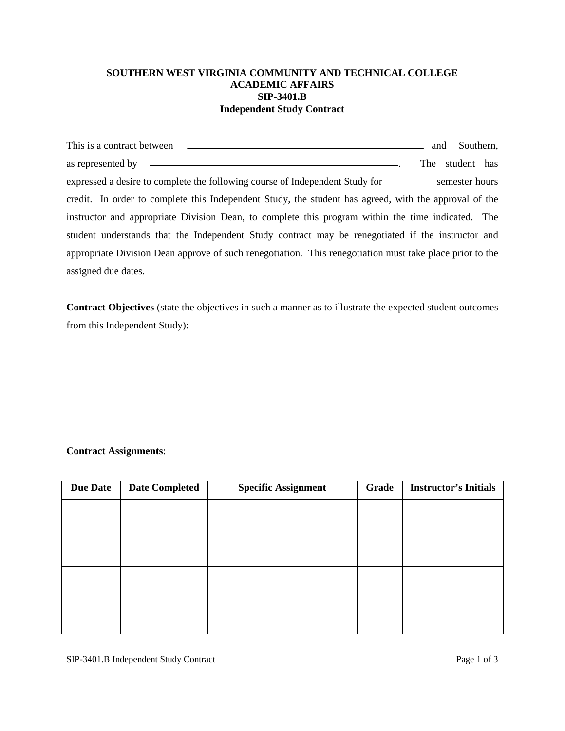**SOUTHERN WEST VIRGINIA COMMUNITY AND TECHNICAL COLLEGE**
**ACADEMIC AFFAIRS**
**SIP-3401.B**
**Independent Study Contract**

This is a contract between ______________________________________________ and Southern, as represented by ____________________________________________________. The student has expressed a desire to complete the following course of Independent Study for _____ semester hours credit. In order to complete this Independent Study, the student has agreed, with the approval of the instructor and appropriate Division Dean, to complete this program within the time indicated. The student understands that the Independent Study contract may be renegotiated if the instructor and appropriate Division Dean approve of such renegotiation. This renegotiation must take place prior to the assigned due dates.

**Contract Objectives** (state the objectives in such a manner as to illustrate the expected student outcomes from this Independent Study):

**Contract Assignments**:

| Due Date | Date Completed | Specific Assignment | Grade | Instructor's Initials |
|---|---|---|---|---|
| | | | | |
| | | | | |
| | | | | |
| | | | | |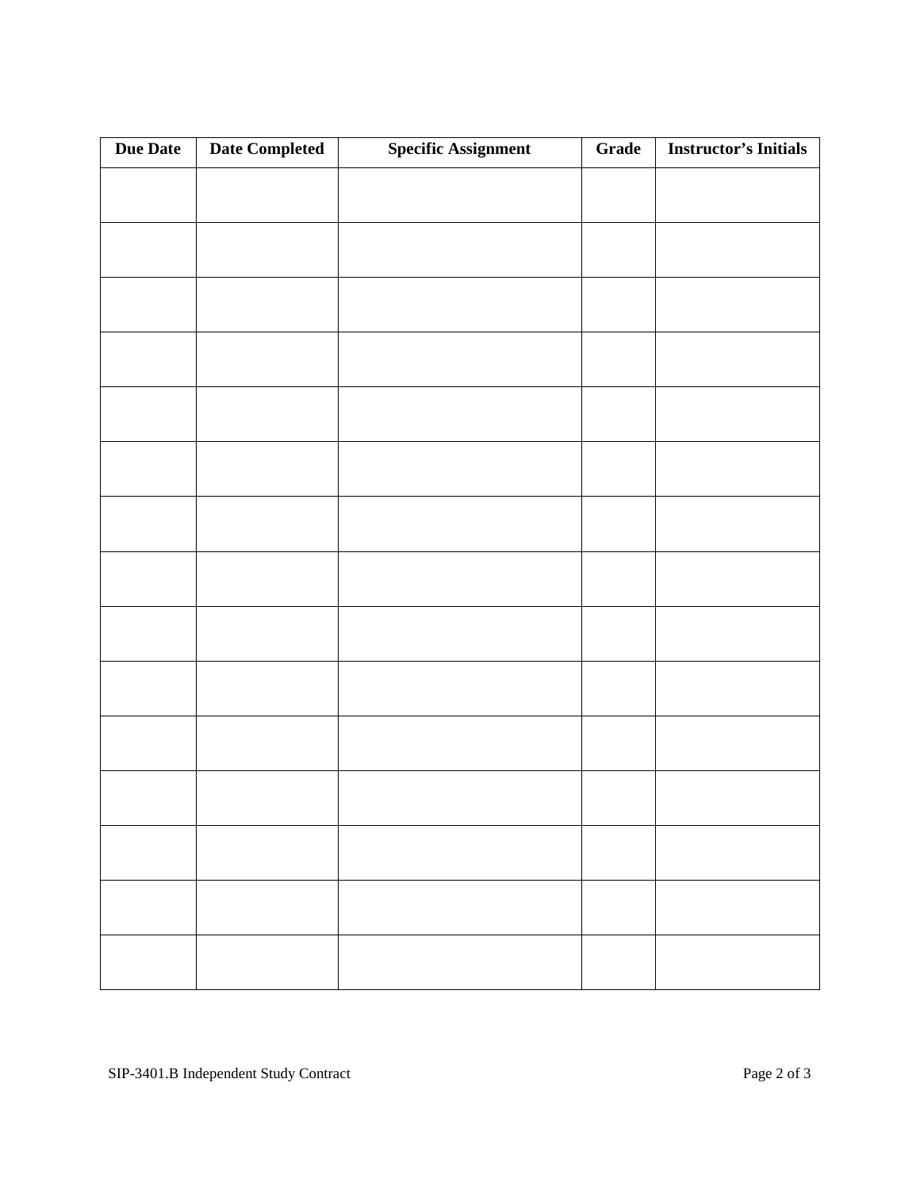| Due Date | Date Completed | Specific Assignment | Grade | Instructor's Initials |
|---|---|---|---|---|
| | | | | |
| | | | | |
| | | | | |
| | | | | |
| | | | | |
| | | | | |
| | | | | |
| | | | | |
| | | | | |
| | | | | |
| | | | | |
| | | | | |
| | | | | |
| | | | | |
| | | | | |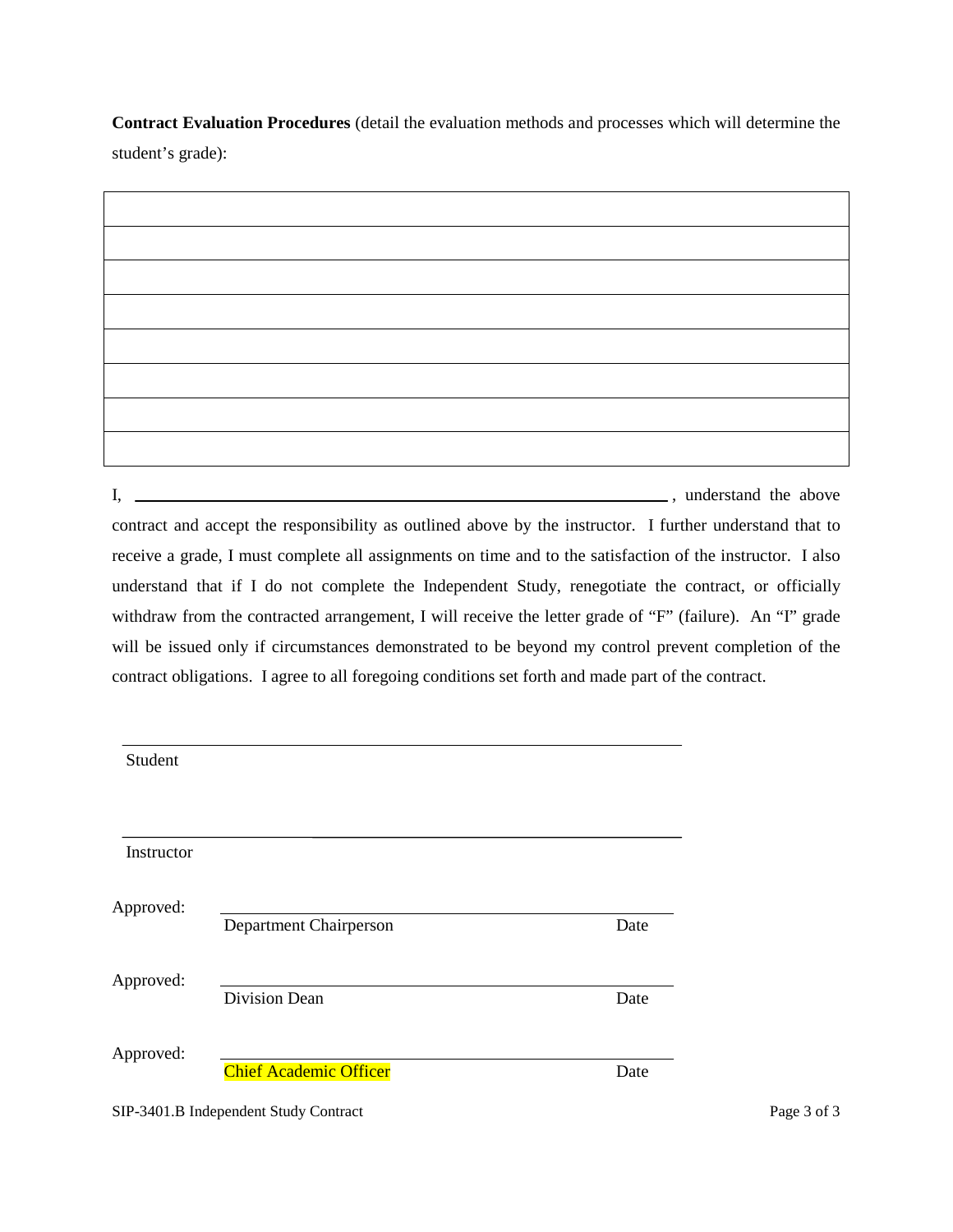**Contract Evaluation Procedures** (detail the evaluation methods and processes which will determine the student's grade):

| |
|---|
| |
| |
| |
| |
| |
| |
| |

I, ______________________________, understand the above contract and accept the responsibility as outlined above by the instructor. I further understand that to receive a grade, I must complete all assignments on time and to the satisfaction of the instructor. I also understand that if I do not complete the Independent Study, renegotiate the contract, or officially withdraw from the contracted arrangement, I will receive the letter grade of "F" (failure). An "I" grade will be issued only if circumstances demonstrated to be beyond my control prevent completion of the contract obligations. I agree to all foregoing conditions set forth and made part of the contract.

______________________________
Student

______________________________
Instructor

Approved: ______________________________
Department Chairperson Date

Approved: ______________________________
Division Dean Date

Approved: ______________________________
Chief Academic Officer Date